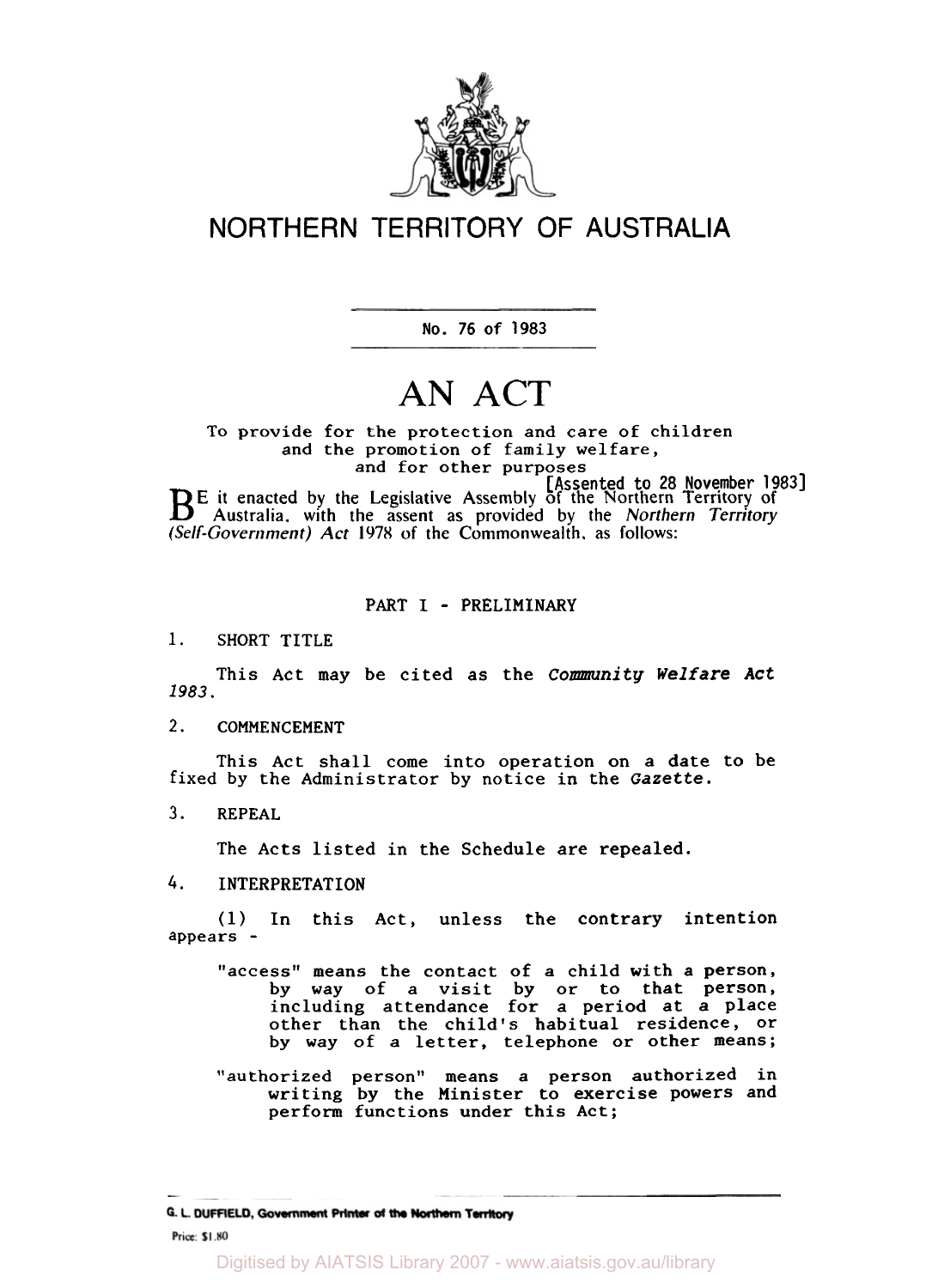# NORTHERN TERRITORY OF AUSTRALIA

No. 76 of 1983

# AN ACT

To provide for the protection and care of children and the promotion of family welfare, and for other purposes

[Assented to 28 November 1983]

BE it enacted by the Legislative Assembly of the Northern Territory of Australia, with the assent as provided by the *Northern Territory (Self-Government) Act* 1978 of the Commonwealth, as follows:

## PART I - PRELIMINARY

### 1. SHORT TITLE

This Act may be cited as the *Community Welfare Act 1983*.

### 2. COMMENCEMENT

This Act shall come into operation on a date to be fixed by the Administrator by notice in the *Gazette*.

### 3. REPEAL

The Acts listed in the Schedule are repealed.

### 4. INTERPRETATION

(1) In this Act, unless the contrary intention appears -

"access" means the contact of a child with a person, by way of a visit by or to that person, including attendance for a period at a place other than the child's habitual residence, or by way of a letter, telephone or other means;

"authorized person" means a person authorized in writing by the Minister to exercise powers and perform functions under this Act;

G. L. DUFFIELD, Government Printer of the Northern Territory

Price: $1.80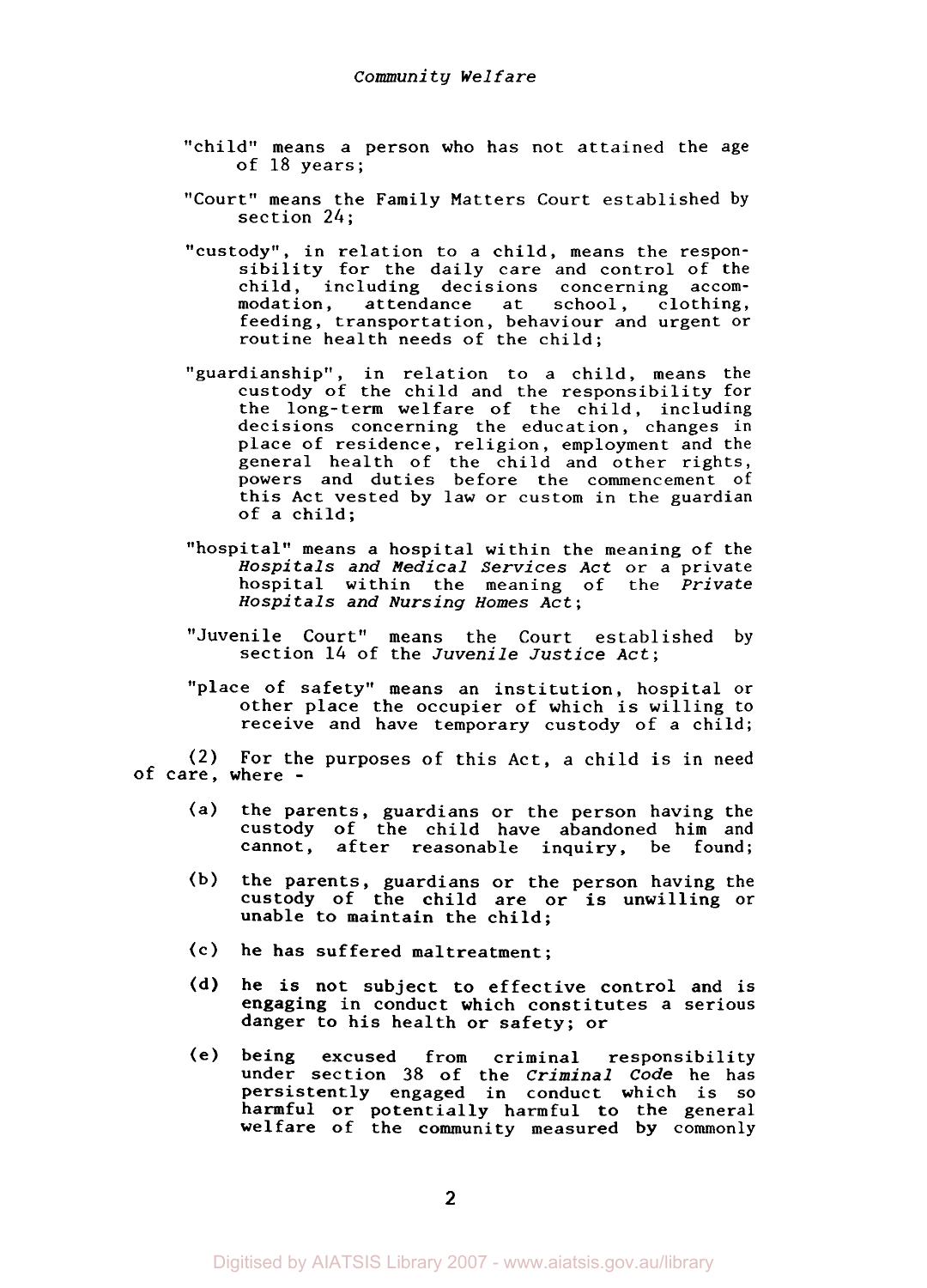"child" means a person who has not attained the age of 18 years;

"Court" means the Family Matters Court established by section 24;

"custody", in relation to a child, means the responsibility for the daily care and control of the child, including decisions concerning accommodation, attendance at school, clothing, feeding, transportation, behaviour and urgent or routine health needs of the child;

"guardianship", in relation to a child, means the custody of the child and the responsibility for the long-term welfare of the child, including decisions concerning the education, changes in place of residence, religion, employment and the general health of the child and other rights, powers and duties before the commencement of this Act vested by law or custom in the guardian of a child;

"hospital" means a hospital within the meaning of the *Hospitals and Medical Services Act* or a private hospital within the meaning of the *Private Hospitals and Nursing Homes Act*;

"Juvenile Court" means the Court established by section 14 of the *Juvenile Justice Act*;

"place of safety" means an institution, hospital or other place the occupier of which is willing to receive and have temporary custody of a child;

(2) For the purposes of this Act, a child is in need of care, where -

(a) the parents, guardians or the person having the custody of the child have abandoned him and cannot, after reasonable inquiry, be found;

(b) the parents, guardians or the person having the custody of the child are or is unwilling or unable to maintain the child;

(c) he has suffered maltreatment;

(d) he is not subject to effective control and is engaging in conduct which constitutes a serious danger to his health or safety; or

(e) being excused from criminal responsibility under section 38 of the *Criminal Code* he has persistently engaged in conduct which is so harmful or potentially harmful to the general welfare of the community measured by commonly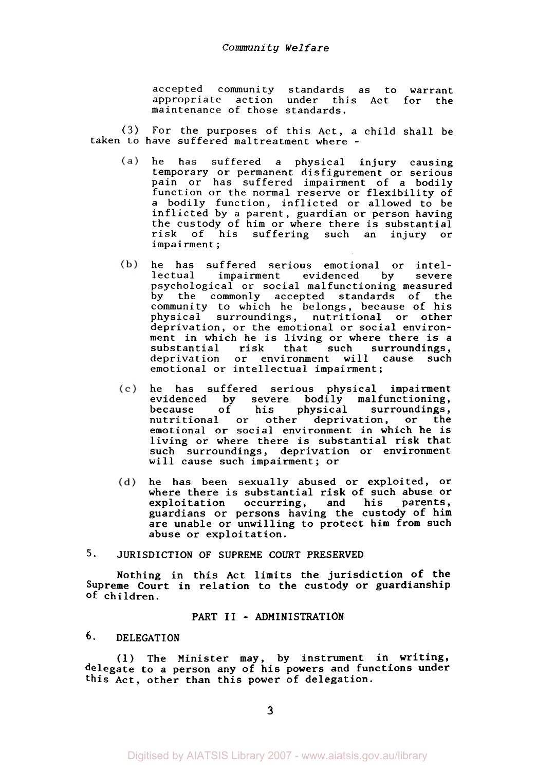accepted community standards as to warrant appropriate action under this Act for the maintenance of those standards.

(3) For the purposes of this Act, a child shall be taken to have suffered maltreatment where -

(a) he has suffered a physical injury causing temporary or permanent disfigurement or serious pain or has suffered impairment of a bodily function or the normal reserve or flexibility of a bodily function, inflicted or allowed to be inflicted by a parent, guardian or person having the custody of him or where there is substantial risk of his suffering such an injury or impairment;

(b) he has suffered serious emotional or intellectual impairment evidenced by severe psychological or social malfunctioning measured by the commonly accepted standards of the community to which he belongs, because of his physical surroundings, nutritional or other deprivation, or the emotional or social environment in which he is living or where there is a substantial risk that such surroundings, deprivation or environment will cause such emotional or intellectual impairment;

(c) he has suffered serious physical impairment evidenced by severe bodily malfunctioning, because of his physical surroundings, nutritional or other deprivation, or the emotional or social environment in which he is living or where there is substantial risk that such surroundings, deprivation or environment will cause such impairment; or

(d) he has been sexually abused or exploited, or where there is substantial risk of such abuse or exploitation occurring, and his parents, guardians or persons having the custody of him are unable or unwilling to protect him from such abuse or exploitation.

### 5. JURISDICTION OF SUPREME COURT PRESERVED

Nothing in this Act limits the jurisdiction of the Supreme Court in relation to the custody or guardianship of children.

## PART II - ADMINISTRATION

### 6. DELEGATION

(1) The Minister may, by instrument in writing, delegate to a person any of his powers and functions under this Act, other than this power of delegation.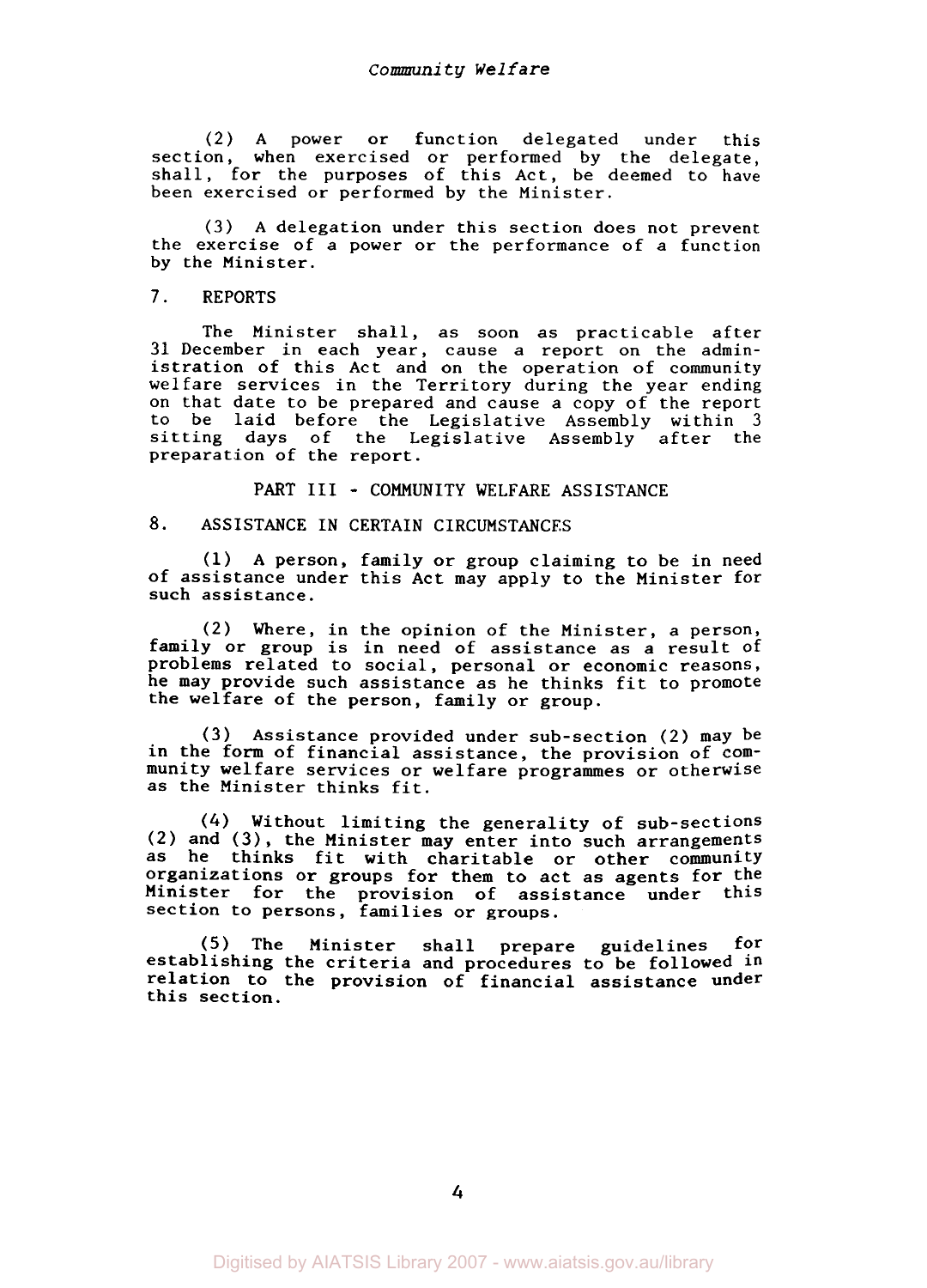(2) A power or function delegated under this section, when exercised or performed by the delegate, shall, for the purposes of this Act, be deemed to have been exercised or performed by the Minister.

(3) A delegation under this section does not prevent the exercise of a power or the performance of a function by the Minister.

## 7. REPORTS

The Minister shall, as soon as practicable after 31 December in each year, cause a report on the administration of this Act and on the operation of community welfare services in the Territory during the year ending on that date to be prepared and cause a copy of the report to be laid before the Legislative Assembly within 3 sitting days of the Legislative Assembly after the preparation of the report.

# PART III - COMMUNITY WELFARE ASSISTANCE

## 8. ASSISTANCE IN CERTAIN CIRCUMSTANCES

(1) A person, family or group claiming to be in need of assistance under this Act may apply to the Minister for such assistance.

(2) Where, in the opinion of the Minister, a person, family or group is in need of assistance as a result of problems related to social, personal or economic reasons, he may provide such assistance as he thinks fit to promote the welfare of the person, family or group.

(3) Assistance provided under sub-section (2) may be in the form of financial assistance, the provision of community welfare services or welfare programmes or otherwise as the Minister thinks fit.

(4) Without limiting the generality of sub-sections (2) and (3), the Minister may enter into such arrangements as he thinks fit with charitable or other community organizations or groups for them to act as agents for the Minister for the provision of assistance under this section to persons, families or groups.

(5) The Minister shall prepare guidelines for establishing the criteria and procedures to be followed in relation to the provision of financial assistance under this section.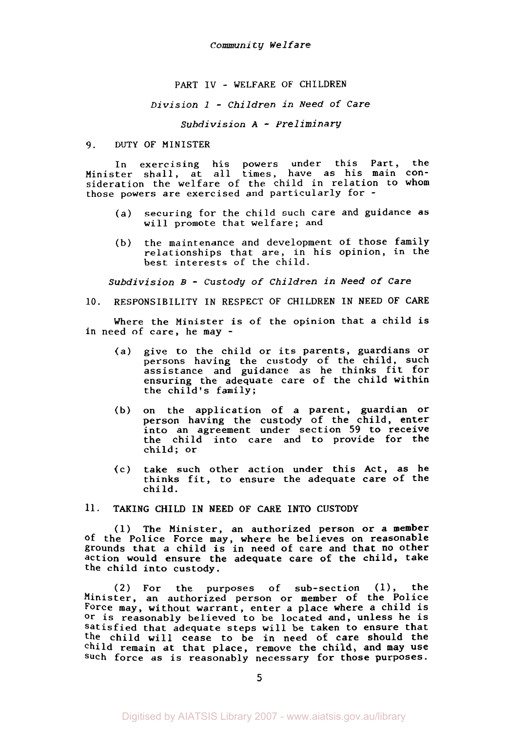## PART IV - WELFARE OF CHILDREN

### *Division 1 - Children in Need of Care*

#### *Subdivision A - Preliminary*

9. DUTY OF MINISTER

In exercising his powers under this Part, the Minister shall, at all times, have as his main consideration the welfare of the child in relation to whom those powers are exercised and particularly for -

(a) securing for the child such care and guidance as will promote that welfare; and

(b) the maintenance and development of those family relationships that are, in his opinion, in the best interests of the child.

#### *Subdivision B - Custody of Children in Need of Care*

10. RESPONSIBILITY IN RESPECT OF CHILDREN IN NEED OF CARE

Where the Minister is of the opinion that a child is in need of care, he may -

(a) give to the child or its parents, guardians or persons having the custody of the child, such assistance and guidance as he thinks fit for ensuring the adequate care of the child within the child's family;

(b) on the application of a parent, guardian or person having the custody of the child, enter into an agreement under section 59 to receive the child into care and to provide for the child; or

(c) take such other action under this Act, as he thinks fit, to ensure the adequate care of the child.

11. TAKING CHILD IN NEED OF CARE INTO CUSTODY

(1) The Minister, an authorized person or a member of the Police Force may, where he believes on reasonable grounds that a child is in need of care and that no other action would ensure the adequate care of the child, take the child into custody.

(2) For the purposes of sub-section (1), the Minister, an authorized person or member of the Police Force may, without warrant, enter a place where a child is or is reasonably believed to be located and, unless he is satisfied that adequate steps will be taken to ensure that the child will cease to be in need of care should the child remain at that place, remove the child, and may use such force as is reasonably necessary for those purposes.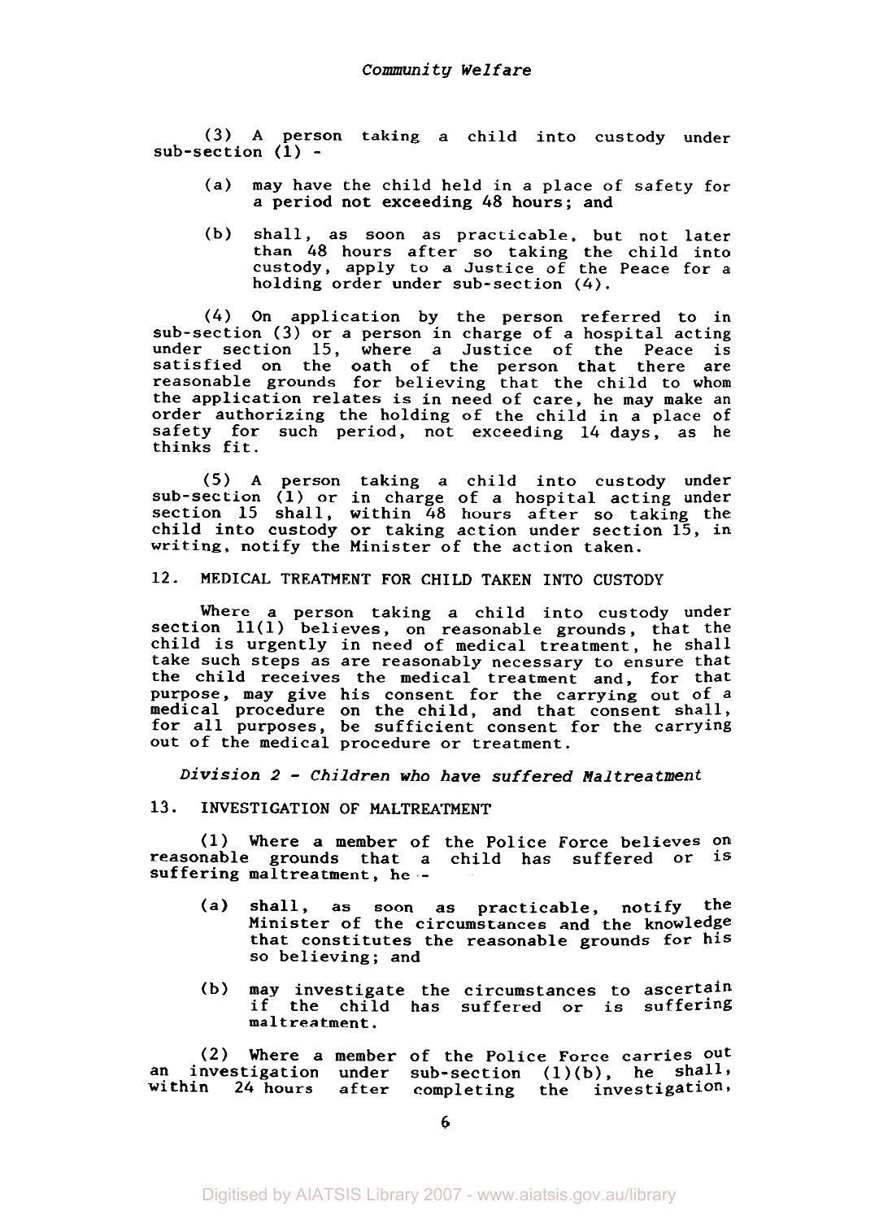(3) A person taking a child into custody under sub-section (1) -

(a) may have the child held in a place of safety for a period not exceeding 48 hours; and

(b) shall, as soon as practicable, but not later than 48 hours after so taking the child into custody, apply to a Justice of the Peace for a holding order under sub-section (4).

(4) On application by the person referred to in sub-section (3) or a person in charge of a hospital acting under section 15, where a Justice of the Peace is satisfied on the oath of the person that there are reasonable grounds for believing that the child to whom the application relates is in need of care, he may make an order authorizing the holding of the child in a place of safety for such period, not exceeding 14 days, as he thinks fit.

(5) A person taking a child into custody under sub-section (1) or in charge of a hospital acting under section 15 shall, within 48 hours after so taking the child into custody or taking action under section 15, in writing, notify the Minister of the action taken.

## 12. MEDICAL TREATMENT FOR CHILD TAKEN INTO CUSTODY

Where a person taking a child into custody under section 11(1) believes, on reasonable grounds, that the child is urgently in need of medical treatment, he shall take such steps as are reasonably necessary to ensure that the child receives the medical treatment and, for that purpose, may give his consent for the carrying out of a medical procedure on the child, and that consent shall, for all purposes, be sufficient consent for the carrying out of the medical procedure or treatment.

*Division 2 - Children who have suffered Maltreatment*

## 13. INVESTIGATION OF MALTREATMENT

(1) Where a member of the Police Force believes on reasonable grounds that a child has suffered or is suffering maltreatment, he -

(a) shall, as soon as practicable, notify the Minister of the circumstances and the knowledge that constitutes the reasonable grounds for his so believing; and

(b) may investigate the circumstances to ascertain if the child has suffered or is suffering maltreatment.

(2) Where a member of the Police Force carries out an investigation under sub-section (1)(b), he shall, within 24 hours after completing the investigation,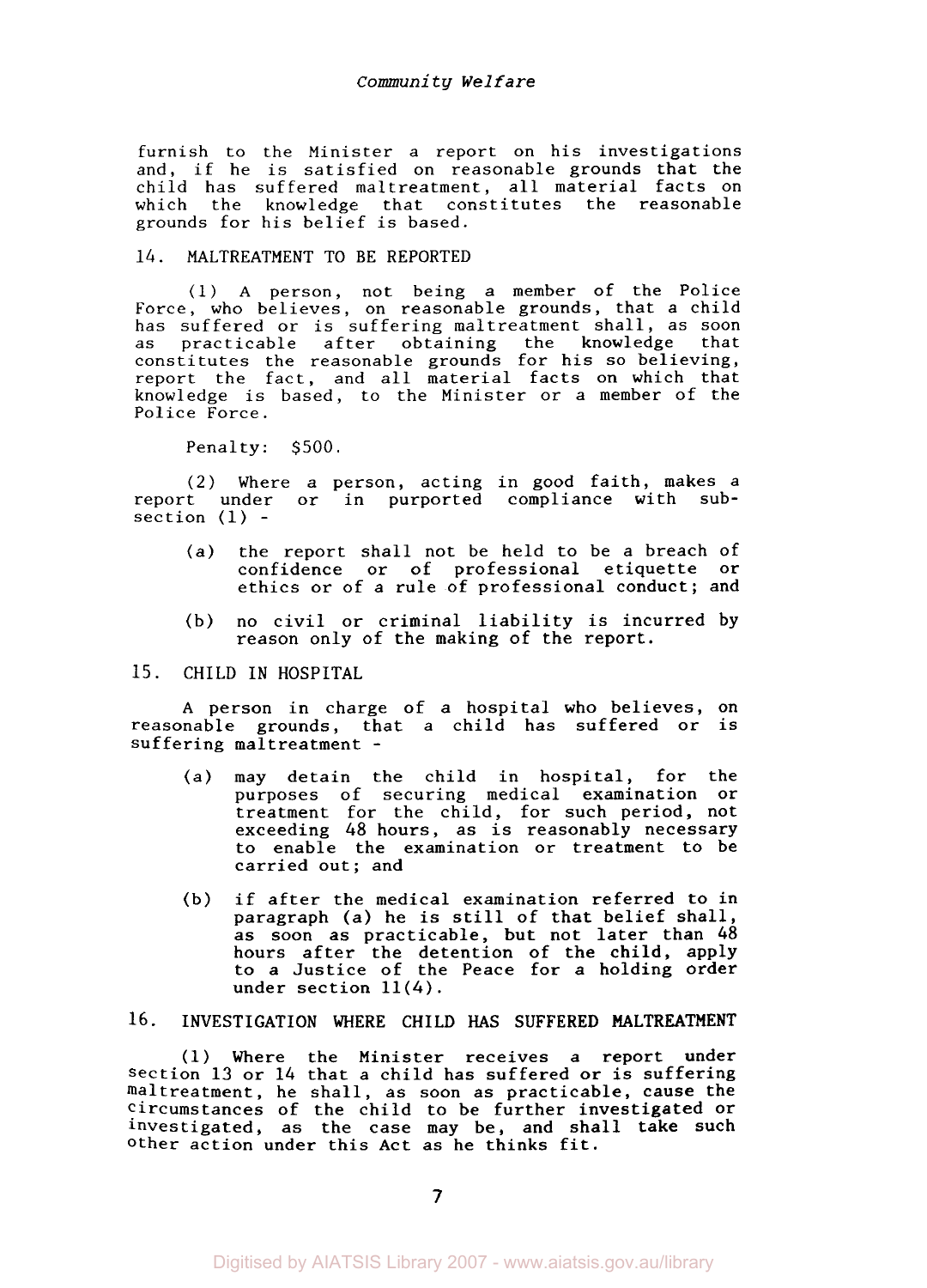furnish to the Minister a report on his investigations and, if he is satisfied on reasonable grounds that the child has suffered maltreatment, all material facts on which the knowledge that constitutes the reasonable grounds for his belief is based.

## 14. MALTREATMENT TO BE REPORTED

(1) A person, not being a member of the Police Force, who believes, on reasonable grounds, that a child has suffered or is suffering maltreatment shall, as soon as practicable after obtaining the knowledge that constitutes the reasonable grounds for his so believing, report the fact, and all material facts on which that knowledge is based, to the Minister or a member of the Police Force.

Penalty: $500.

(2) Where a person, acting in good faith, makes a report under or in purported compliance with sub-section (1) -

- (a) the report shall not be held to be a breach of confidence or of professional etiquette or ethics or of a rule of professional conduct; and
- (b) no civil or criminal liability is incurred by reason only of the making of the report.

## 15. CHILD IN HOSPITAL

A person in charge of a hospital who believes, on reasonable grounds, that a child has suffered or is suffering maltreatment -

- (a) may detain the child in hospital, for the purposes of securing medical examination or treatment for the child, for such period, not exceeding 48 hours, as is reasonably necessary to enable the examination or treatment to be carried out; and
- (b) if after the medical examination referred to in paragraph (a) he is still of that belief shall, as soon as practicable, but not later than 48 hours after the detention of the child, apply to a Justice of the Peace for a holding order under section 11(4).

## 16. INVESTIGATION WHERE CHILD HAS SUFFERED MALTREATMENT

(1) Where the Minister receives a report under section 13 or 14 that a child has suffered or is suffering maltreatment, he shall, as soon as practicable, cause the circumstances of the child to be further investigated or investigated, as the case may be, and shall take such other action under this Act as he thinks fit.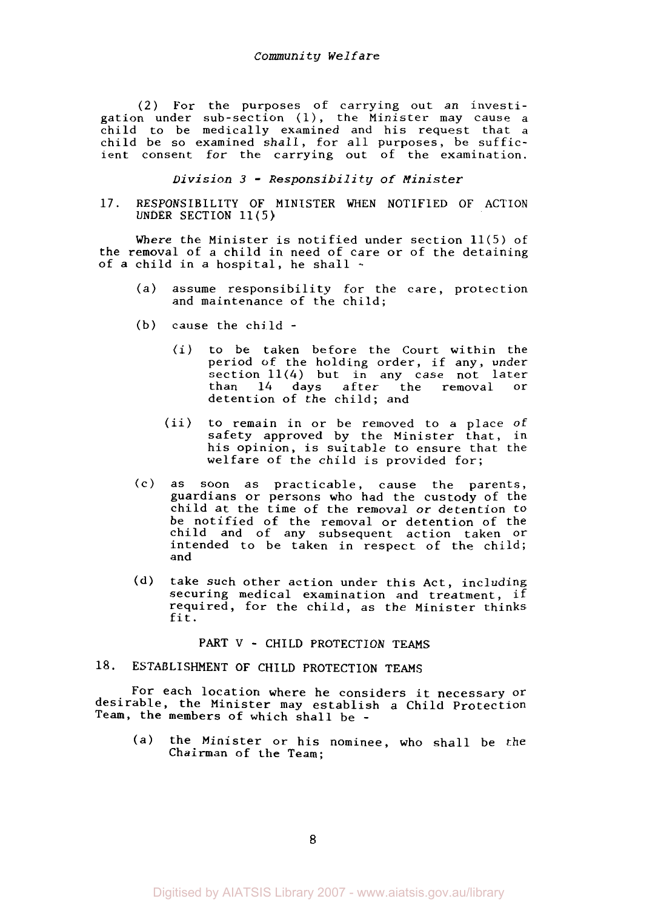(2) For the purposes of carrying out an investigation under sub-section (1), the Minister may cause a child to be medically examined and his request that a child be so examined shall, for all purposes, be sufficient consent for the carrying out of the examination.

### *Division 3 - Responsibility of Minister*

#### 17. RESPONSIBILITY OF MINISTER WHEN NOTIFIED OF ACTION UNDER SECTION 11(5)

Where the Minister is notified under section 11(5) of the removal of a child in need of care or of the detaining of a child in a hospital, he shall -

- (a) assume responsibility for the care, protection and maintenance of the child;
- (b) cause the child -
  - (i) to be taken before the Court within the period of the holding order, if any, under section 11(4) but in any case not later than 14 days after the removal or detention of the child; and
  - (ii) to remain in or be removed to a place of safety approved by the Minister that, in his opinion, is suitable to ensure that the welfare of the child is provided for;
- (c) as soon as practicable, cause the parents, guardians or persons who had the custody of the child at the time of the removal or detention to be notified of the removal or detention of the child and of any subsequent action taken or intended to be taken in respect of the child; and
- (d) take such other action under this Act, including securing medical examination and treatment, if required, for the child, as the Minister thinks fit.

## PART V - CHILD PROTECTION TEAMS

#### 18. ESTABLISHMENT OF CHILD PROTECTION TEAMS

For each location where he considers it necessary or desirable, the Minister may establish a Child Protection Team, the members of which shall be -

- (a) the Minister or his nominee, who shall be the Chairman of the Team;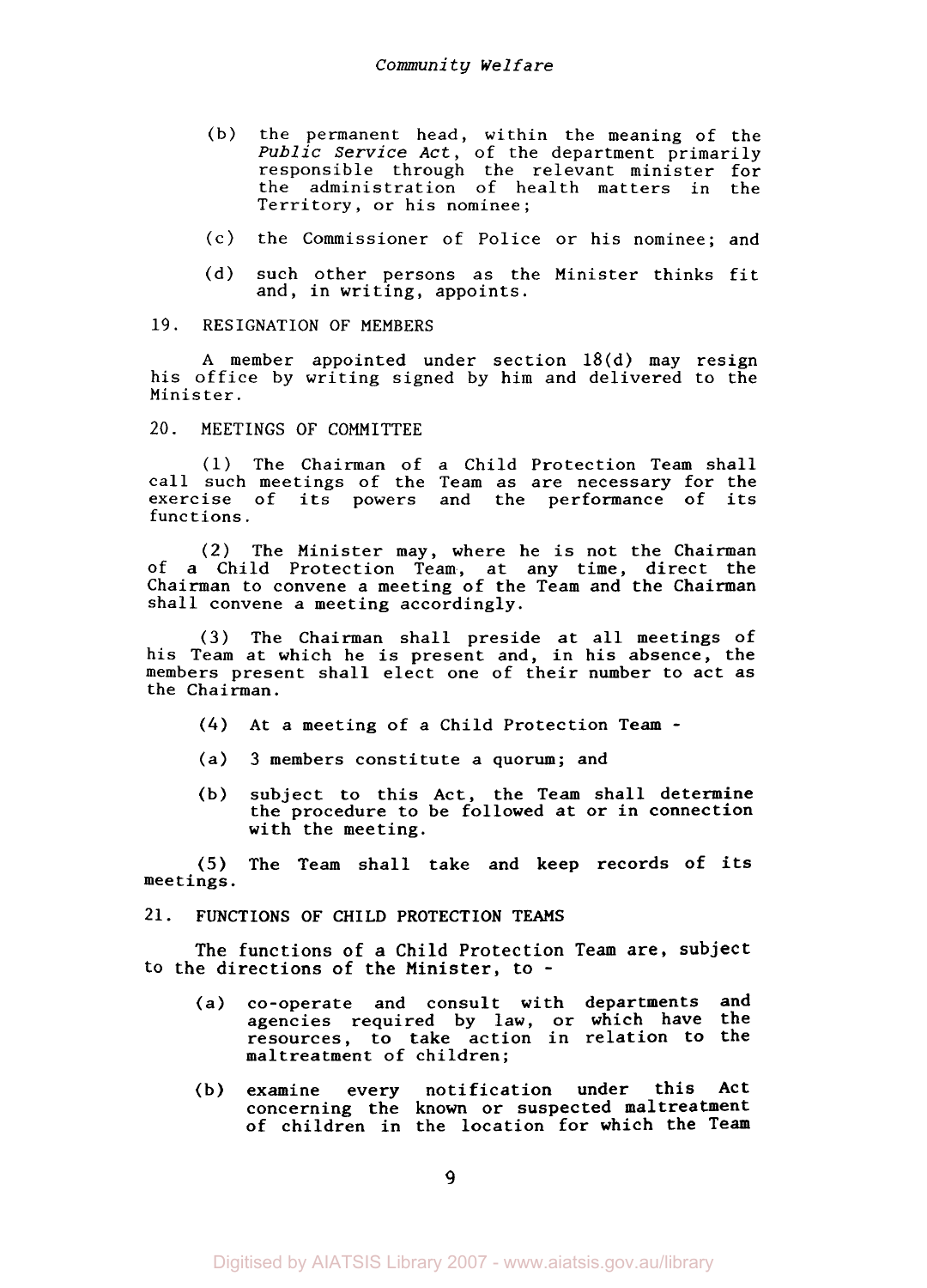(b) the permanent head, within the meaning of the *Public Service Act*, of the department primarily responsible through the relevant minister for the administration of health matters in the Territory, or his nominee;

(c) the Commissioner of Police or his nominee; and

(d) such other persons as the Minister thinks fit and, in writing, appoints.

19. RESIGNATION OF MEMBERS

A member appointed under section 18(d) may resign his office by writing signed by him and delivered to the Minister.

20. MEETINGS OF COMMITTEE

(1) The Chairman of a Child Protection Team shall call such meetings of the Team as are necessary for the exercise of its powers and the performance of its functions.

(2) The Minister may, where he is not the Chairman of a Child Protection Team, at any time, direct the Chairman to convene a meeting of the Team and the Chairman shall convene a meeting accordingly.

(3) The Chairman shall preside at all meetings of his Team at which he is present and, in his absence, the members present shall elect one of their number to act as the Chairman.

(4) At a meeting of a Child Protection Team -

(a) 3 members constitute a quorum; and

(b) subject to this Act, the Team shall determine the procedure to be followed at or in connection with the meeting.

(5) The Team shall take and keep records of its meetings.

21. FUNCTIONS OF CHILD PROTECTION TEAMS

The functions of a Child Protection Team are, subject to the directions of the Minister, to -

(a) co-operate and consult with departments and agencies required by law, or which have the resources, to take action in relation to the maltreatment of children;

(b) examine every notification under this Act concerning the known or suspected maltreatment of children in the location for which the Team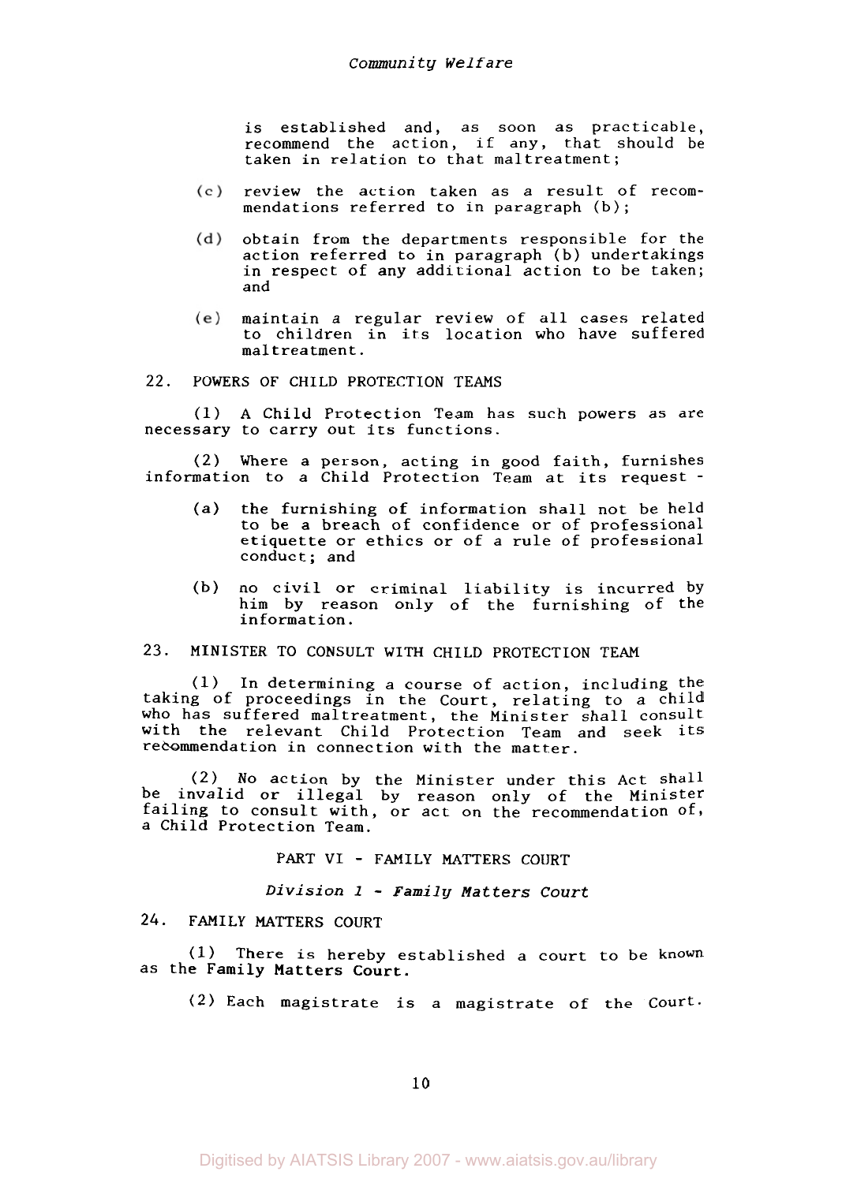is established and, as soon as practicable, recommend the action, if any, that should be taken in relation to that maltreatment;

(c) review the action taken as a result of recommendations referred to in paragraph (b);

(d) obtain from the departments responsible for the action referred to in paragraph (b) undertakings in respect of any additional action to be taken; and

(e) maintain a regular review of all cases related to children in its location who have suffered maltreatment.

22. POWERS OF CHILD PROTECTION TEAMS

(1) A Child Protection Team has such powers as are necessary to carry out its functions.

(2) Where a person, acting in good faith, furnishes information to a Child Protection Team at its request -

(a) the furnishing of information shall not be held to be a breach of confidence or of professional etiquette or ethics or of a rule of professional conduct; and

(b) no civil or criminal liability is incurred by him by reason only of the furnishing of the information.

23. MINISTER TO CONSULT WITH CHILD PROTECTION TEAM

(1) In determining a course of action, including the taking of proceedings in the Court, relating to a child who has suffered maltreatment, the Minister shall consult with the relevant Child Protection Team and seek its recommendation in connection with the matter.

(2) No action by the Minister under this Act shall be invalid or illegal by reason only of the Minister failing to consult with, or act on the recommendation of, a Child Protection Team.

## PART VI - FAMILY MATTERS COURT

### *Division 1 - Family Matters Court*

24. FAMILY MATTERS COURT

(1) There is hereby established a court to be known as the Family Matters Court.

(2) Each magistrate is a magistrate of the Court.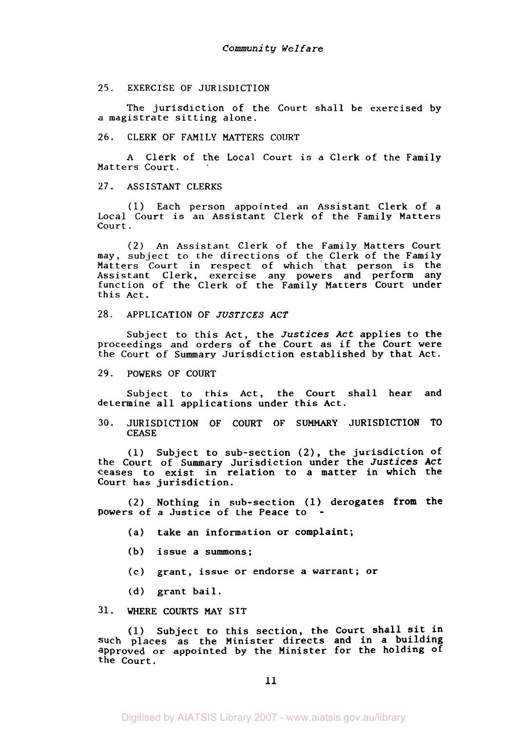## 25. EXERCISE OF JURISDICTION

The jurisdiction of the Court shall be exercised by a magistrate sitting alone.

## 26. CLERK OF FAMILY MATTERS COURT

A Clerk of the Local Court is a Clerk of the Family Matters Court.

## 27. ASSISTANT CLERKS

(1) Each person appointed an Assistant Clerk of a Local Court is an Assistant Clerk of the Family Matters Court.

(2) An Assistant Clerk of the Family Matters Court may, subject to the directions of the Clerk of the Family Matters Court in respect of which that person is the Assistant Clerk, exercise any powers and perform any function of the Clerk of the Family Matters Court under this Act.

## 28. APPLICATION OF *JUSTICES ACT*

Subject to this Act, the *Justices Act* applies to the proceedings and orders of the Court as if the Court were the Court of Summary Jurisdiction established by that Act.

## 29. POWERS OF COURT

Subject to this Act, the Court shall hear and determine all applications under this Act.

## 30. JURISDICTION OF COURT OF SUMMARY JURISDICTION TO CEASE

(1) Subject to sub-section (2), the jurisdiction of the Court of Summary Jurisdiction under the *Justices Act* ceases to exist in relation to a matter in which the Court has jurisdiction.

(2) Nothing in sub-section (1) derogates from the powers of a Justice of the Peace to -

(a) take an information or complaint;

(b) issue a summons;

(c) grant, issue or endorse a warrant; or

(d) grant bail.

## 31. WHERE COURTS MAY SIT

(1) Subject to this section, the Court shall sit in such places as the Minister directs and in a building approved or appointed by the Minister for the holding of the Court.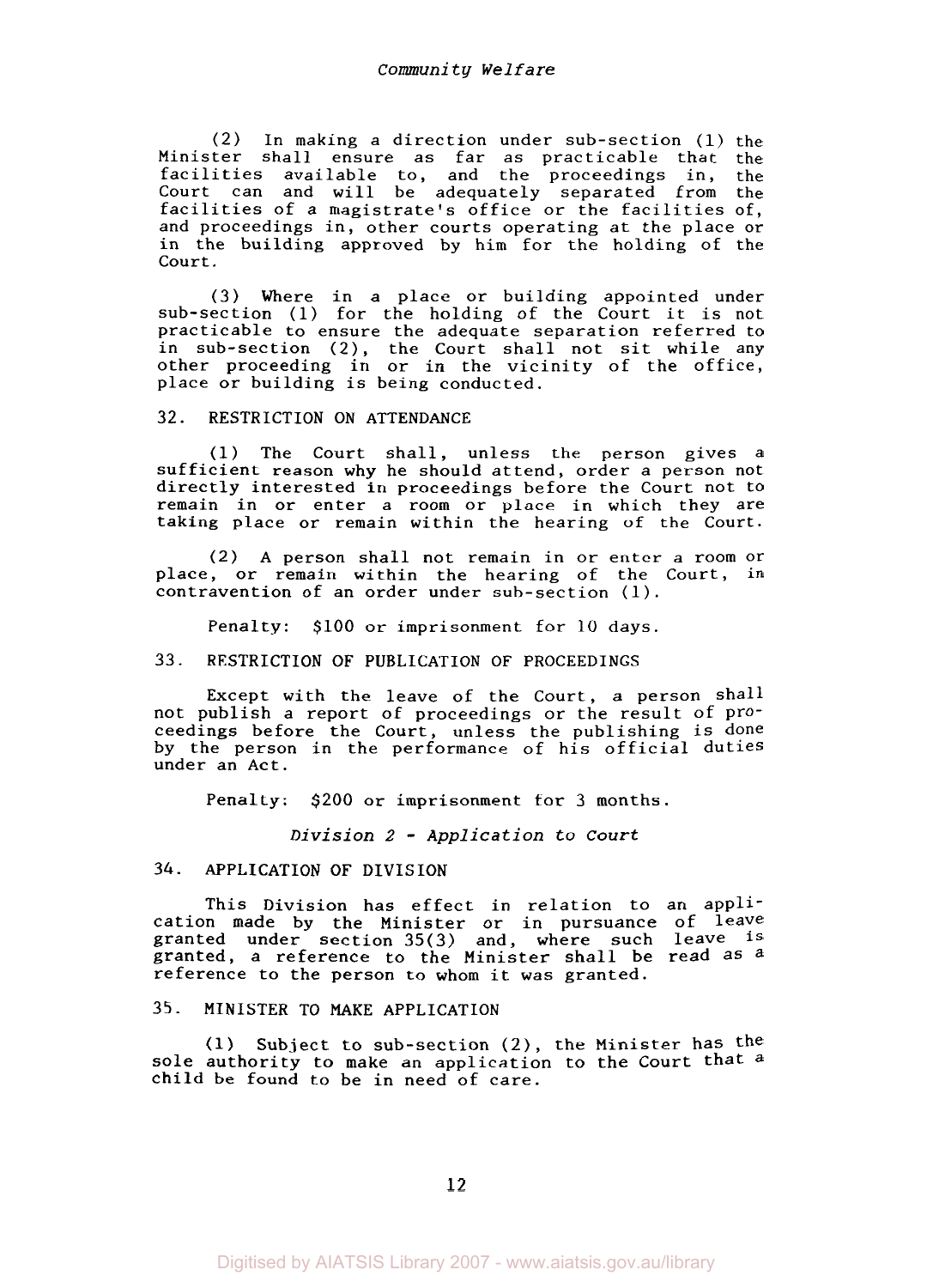(2) In making a direction under sub-section (1) the Minister shall ensure as far as practicable that the facilities available to, and the proceedings in, the Court can and will be adequately separated from the facilities of a magistrate's office or the facilities of, and proceedings in, other courts operating at the place or in the building approved by him for the holding of the Court.

(3) Where in a place or building appointed under sub-section (1) for the holding of the Court it is not practicable to ensure the adequate separation referred to in sub-section (2), the Court shall not sit while any other proceeding in or in the vicinity of the office, place or building is being conducted.

## 32. RESTRICTION ON ATTENDANCE

(1) The Court shall, unless the person gives a sufficient reason why he should attend, order a person not directly interested in proceedings before the Court not to remain in or enter a room or place in which they are taking place or remain within the hearing of the Court.

(2) A person shall not remain in or enter a room or place, or remain within the hearing of the Court, in contravention of an order under sub-section (1).

Penalty: $100 or imprisonment for 10 days.

## 33. RESTRICTION OF PUBLICATION OF PROCEEDINGS

Except with the leave of the Court, a person shall not publish a report of proceedings or the result of proceedings before the Court, unless the publishing is done by the person in the performance of his official duties under an Act.

Penalty: $200 or imprisonment for 3 months.

### *Division 2 - Application to Court*

## 34. APPLICATION OF DIVISION

This Division has effect in relation to an application made by the Minister or in pursuance of leave granted under section 35(3) and, where such leave is granted, a reference to the Minister shall be read as a reference to the person to whom it was granted.

## 35. MINISTER TO MAKE APPLICATION

(1) Subject to sub-section (2), the Minister has the sole authority to make an application to the Court that a child be found to be in need of care.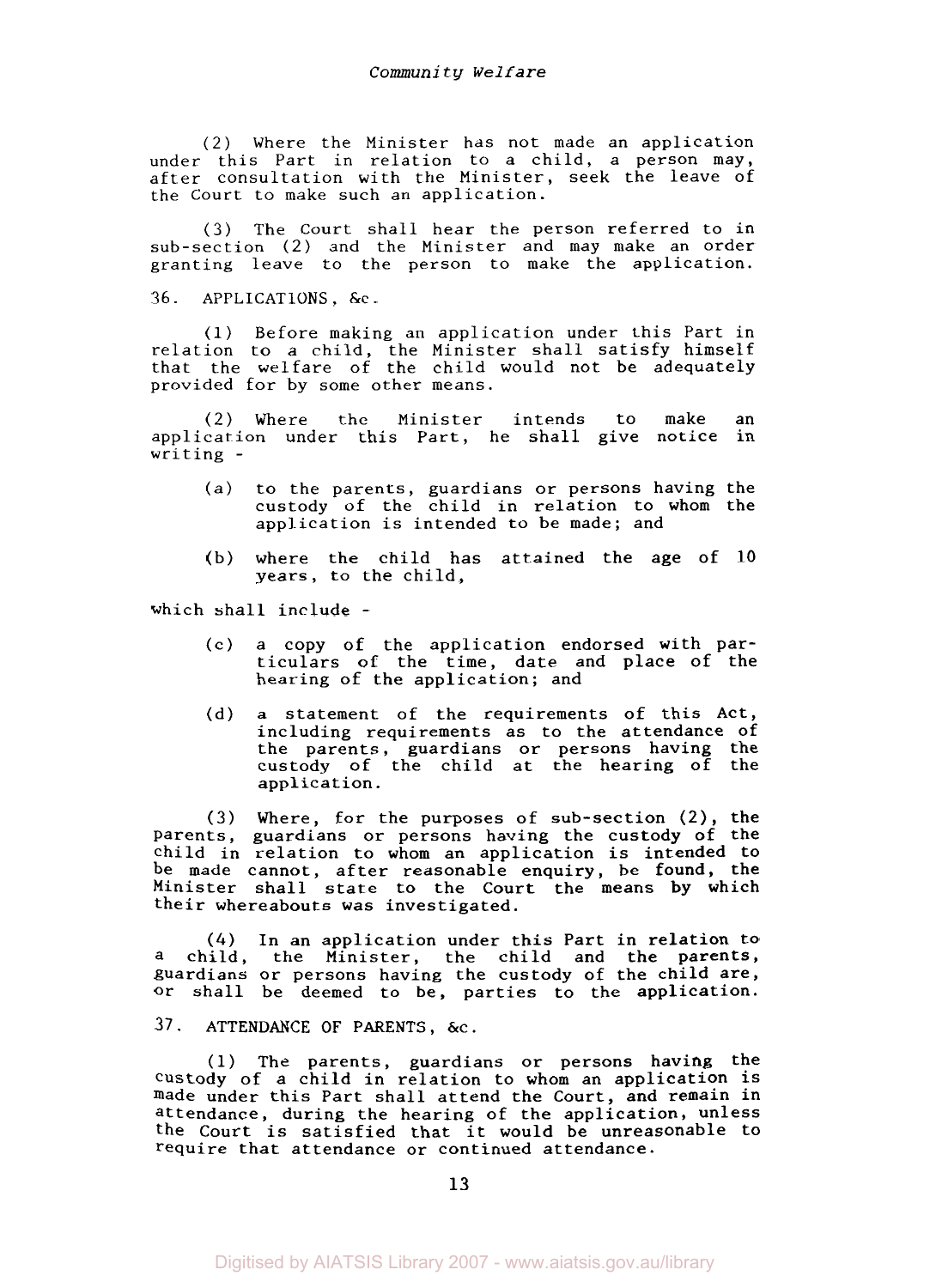(2) Where the Minister has not made an application under this Part in relation to a child, a person may, after consultation with the Minister, seek the leave of the Court to make such an application.

(3) The Court shall hear the person referred to in sub-section (2) and the Minister and may make an order granting leave to the person to make the application.

36. APPLICATIONS, &c.

(1) Before making an application under this Part in relation to a child, the Minister shall satisfy himself that the welfare of the child would not be adequately provided for by some other means.

(2) Where the Minister intends to make an application under this Part, he shall give notice in writing -

(a) to the parents, guardians or persons having the custody of the child in relation to whom the application is intended to be made; and

(b) where the child has attained the age of 10 years, to the child,

which shall include -

(c) a copy of the application endorsed with particulars of the time, date and place of the hearing of the application; and

(d) a statement of the requirements of this Act, including requirements as to the attendance of the parents, guardians or persons having the custody of the child at the hearing of the application.

(3) Where, for the purposes of sub-section (2), the parents, guardians or persons having the custody of the child in relation to whom an application is intended to be made cannot, after reasonable enquiry, be found, the Minister shall state to the Court the means by which their whereabouts was investigated.

(4) In an application under this Part in relation to a child, the Minister, the child and the parents, guardians or persons having the custody of the child are, or shall be deemed to be, parties to the application.

37. ATTENDANCE OF PARENTS, &c.

(1) The parents, guardians or persons having the custody of a child in relation to whom an application is made under this Part shall attend the Court, and remain in attendance, during the hearing of the application, unless the Court is satisfied that it would be unreasonable to require that attendance or continued attendance.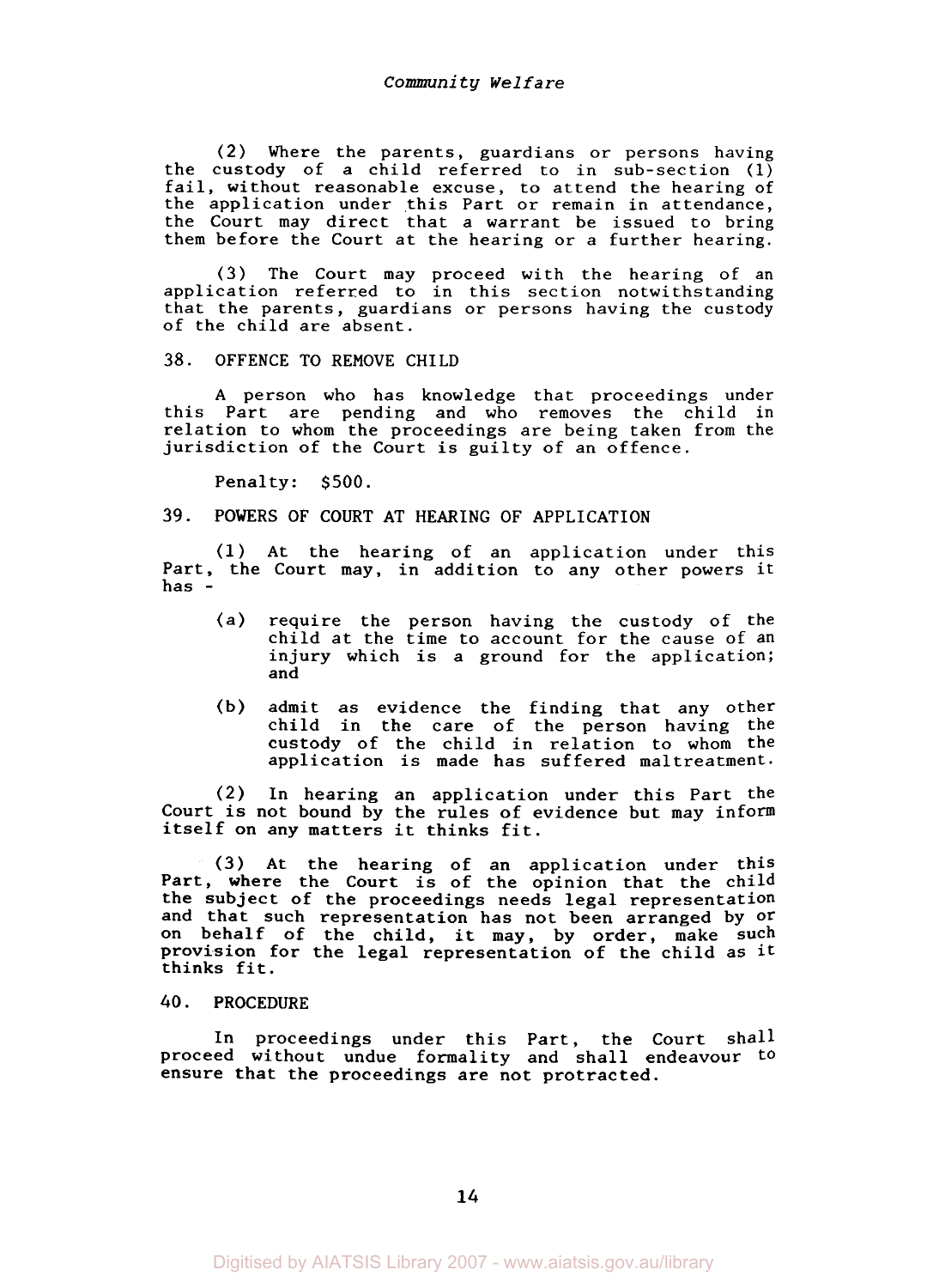(2) Where the parents, guardians or persons having the custody of a child referred to in sub-section (1) fail, without reasonable excuse, to attend the hearing of the application under this Part or remain in attendance, the Court may direct that a warrant be issued to bring them before the Court at the hearing or a further hearing.

(3) The Court may proceed with the hearing of an application referred to in this section notwithstanding that the parents, guardians or persons having the custody of the child are absent.

## 38. OFFENCE TO REMOVE CHILD

A person who has knowledge that proceedings under this Part are pending and who removes the child in relation to whom the proceedings are being taken from the jurisdiction of the Court is guilty of an offence.

Penalty: $500.

## 39. POWERS OF COURT AT HEARING OF APPLICATION

(1) At the hearing of an application under this Part, the Court may, in addition to any other powers it has -

(a) require the person having the custody of the child at the time to account for the cause of an injury which is a ground for the application; and

(b) admit as evidence the finding that any other child in the care of the person having the custody of the child in relation to whom the application is made has suffered maltreatment.

(2) In hearing an application under this Part the Court is not bound by the rules of evidence but may inform itself on any matters it thinks fit.

(3) At the hearing of an application under this Part, where the Court is of the opinion that the child the subject of the proceedings needs legal representation and that such representation has not been arranged by or on behalf of the child, it may, by order, make such provision for the legal representation of the child as it thinks fit.

## 40. PROCEDURE

In proceedings under this Part, the Court shall proceed without undue formality and shall endeavour to ensure that the proceedings are not protracted.